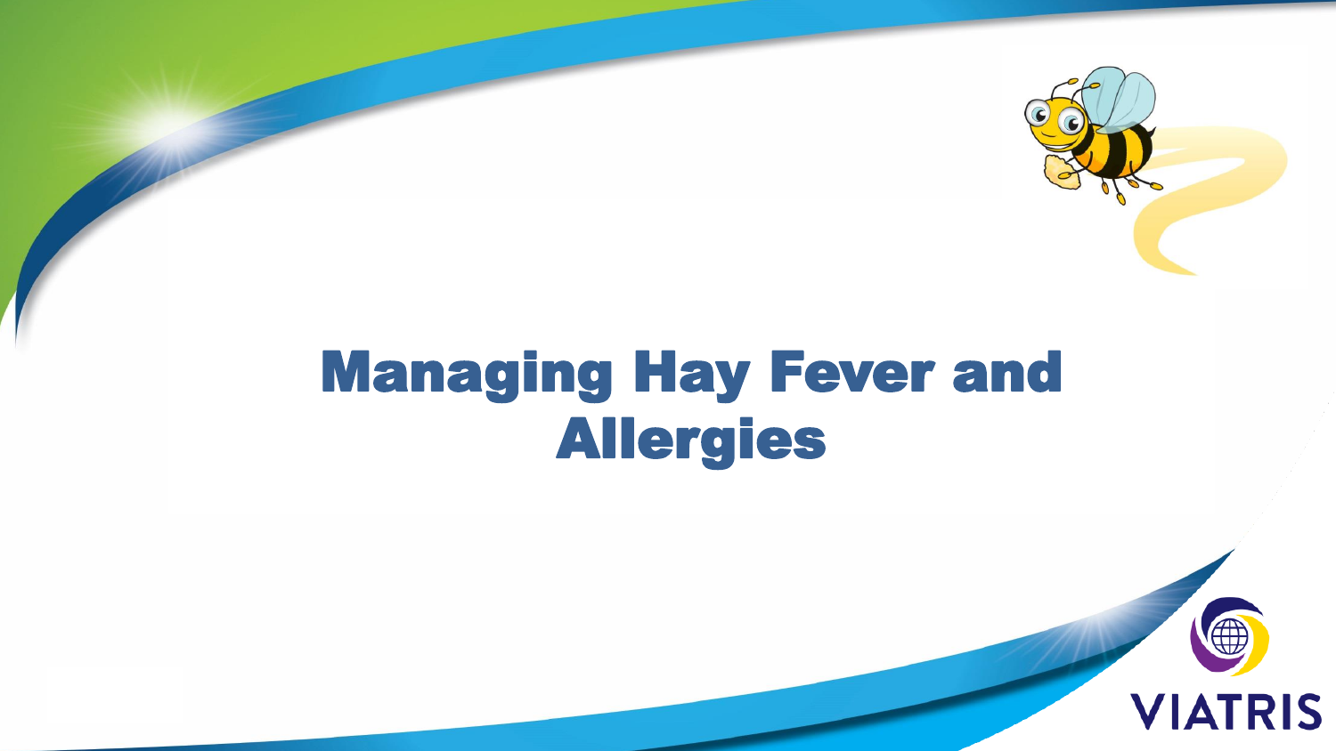# Managing Hay Fever and Allergies

VIATRIS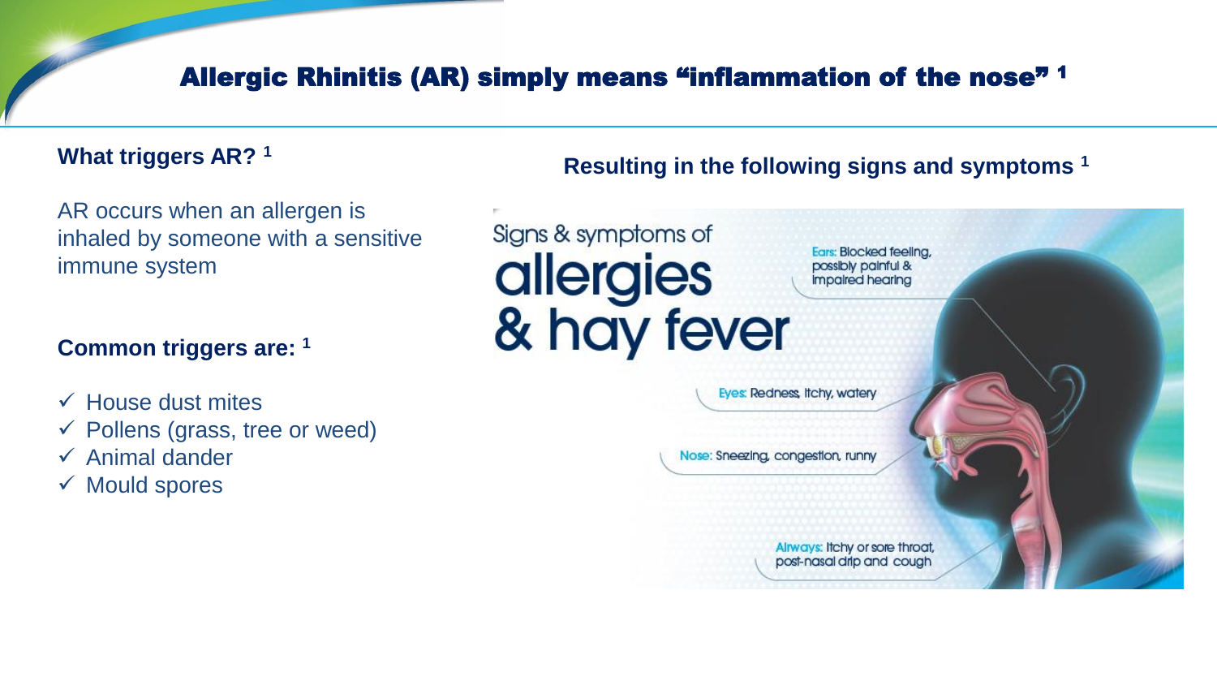# Allergic Rhinitis (AR) simply means "inflammation of the nose" [1]

**What triggers AR?** [1]

AR occurs when an allergen is inhaled by someone with a sensitive immune system

**Common triggers are:** [1]

- ✓ House dust mites
- ✓ Pollens (grass, tree or weed)
- ✓ Animal dander
- ✓ Mould spores

**Resulting in the following signs and symptoms** [1]

Signs & symptoms of allergies & hay fever

- Ears: Blocked feeling, possibly painful & impaired hearing
- Eyes: Redness, itchy, watery
- Nose: Sneezing, congestion, runny
- Airways: Itchy or sore throat, post-nasal drip and cough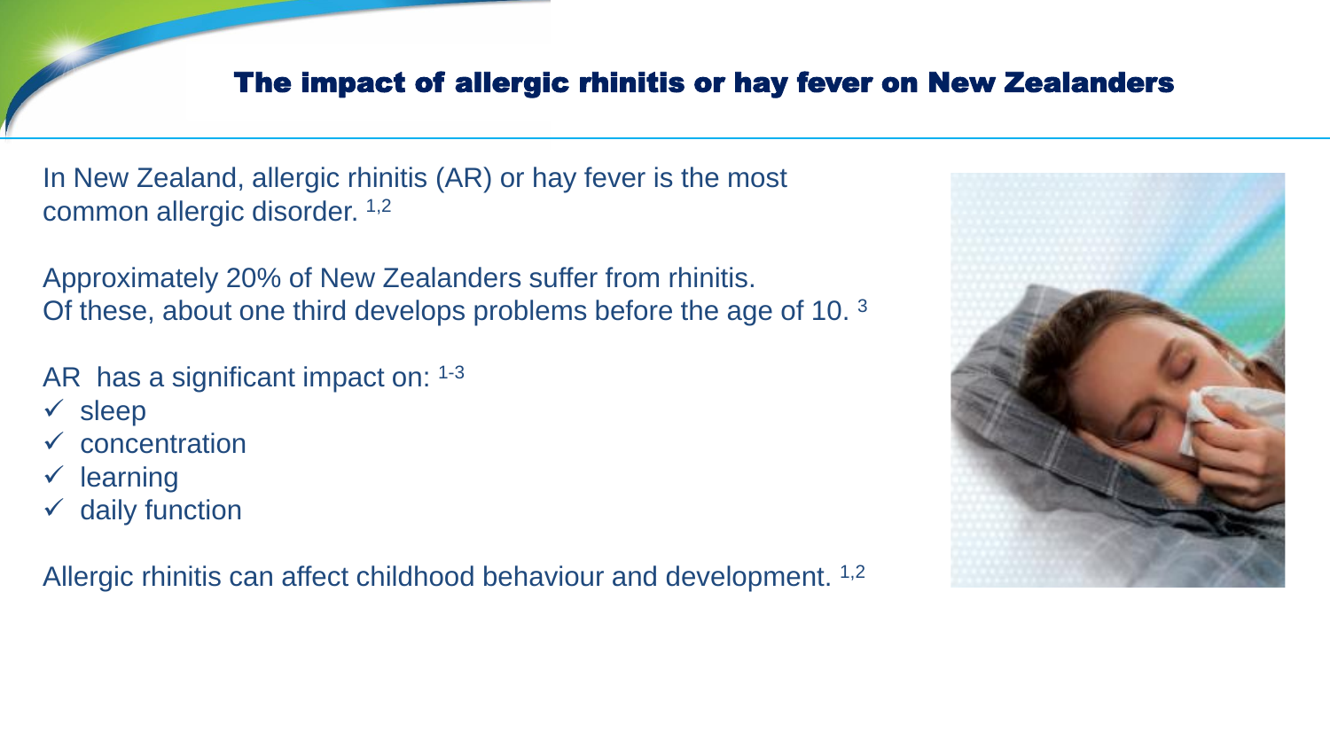# The impact of allergic rhinitis or hay fever on New Zealanders

In New Zealand, allergic rhinitis (AR) or hay fever is the most common allergic disorder. [1,2]

Approximately 20% of New Zealanders suffer from rhinitis.
Of these, about one third develops problems before the age of 10. [3]

AR has a significant impact on: [1-3]

- ✓ sleep
- ✓ concentration
- ✓ learning
- ✓ daily function

Allergic rhinitis can affect childhood behaviour and development. [1,2]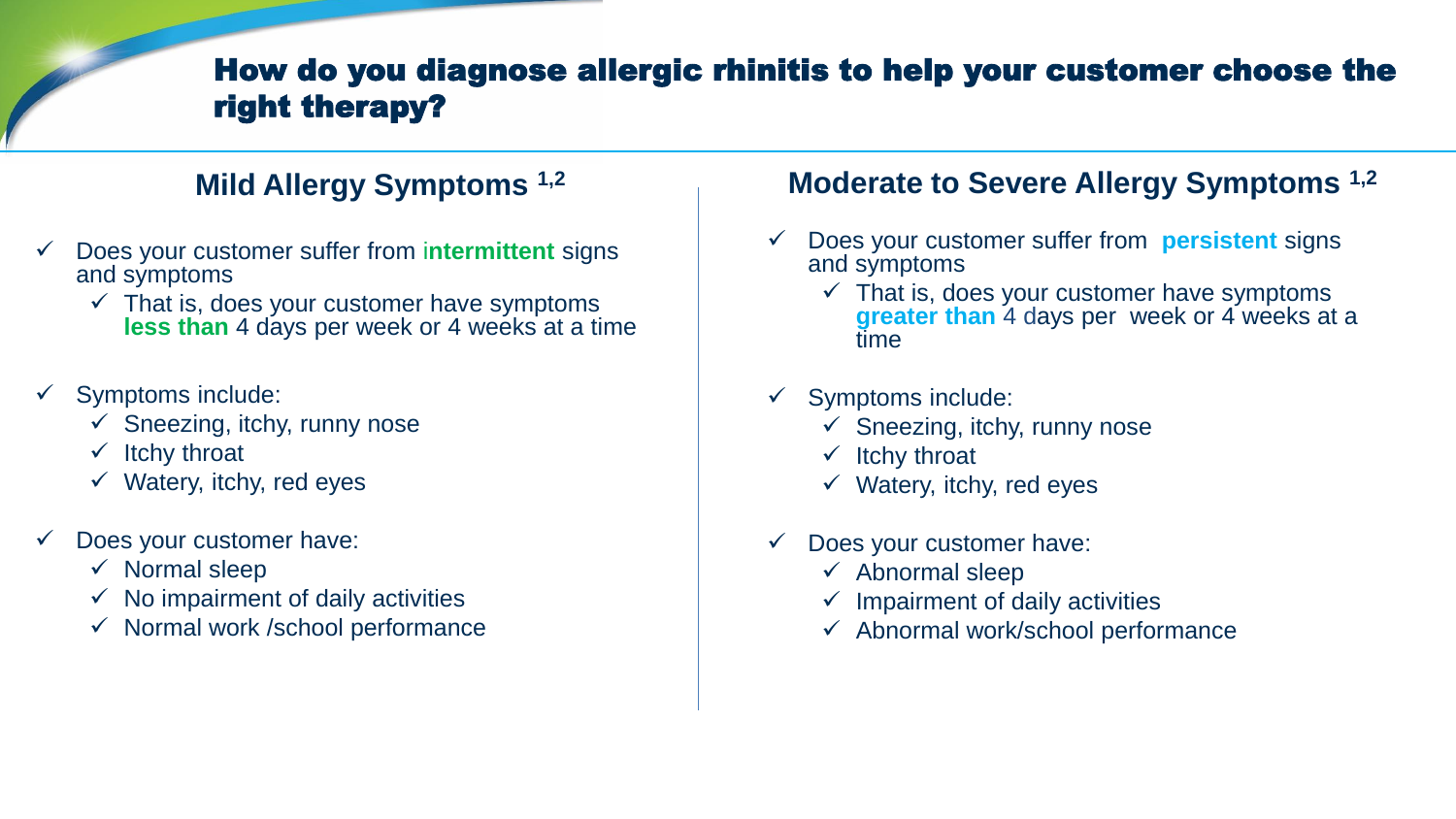# How do you diagnose allergic rhinitis to help your customer choose the right therapy?

## Mild Allergy Symptoms [1,2]

- ✓ Does your customer suffer from **intermittent** signs and symptoms
  - ✓ That is, does your customer have symptoms **less than** 4 days per week or 4 weeks at a time
- ✓ Symptoms include:
  - ✓ Sneezing, itchy, runny nose
  - ✓ Itchy throat
  - ✓ Watery, itchy, red eyes
- ✓ Does your customer have:
  - ✓ Normal sleep
  - ✓ No impairment of daily activities
  - ✓ Normal work /school performance

## Moderate to Severe Allergy Symptoms [1,2]

- ✓ Does your customer suffer from **persistent** signs and symptoms
  - ✓ That is, does your customer have symptoms **greater than** 4 days per week or 4 weeks at a time
- ✓ Symptoms include:
  - ✓ Sneezing, itchy, runny nose
  - ✓ Itchy throat
  - ✓ Watery, itchy, red eyes
- ✓ Does your customer have:
  - ✓ Abnormal sleep
  - ✓ Impairment of daily activities
  - ✓ Abnormal work/school performance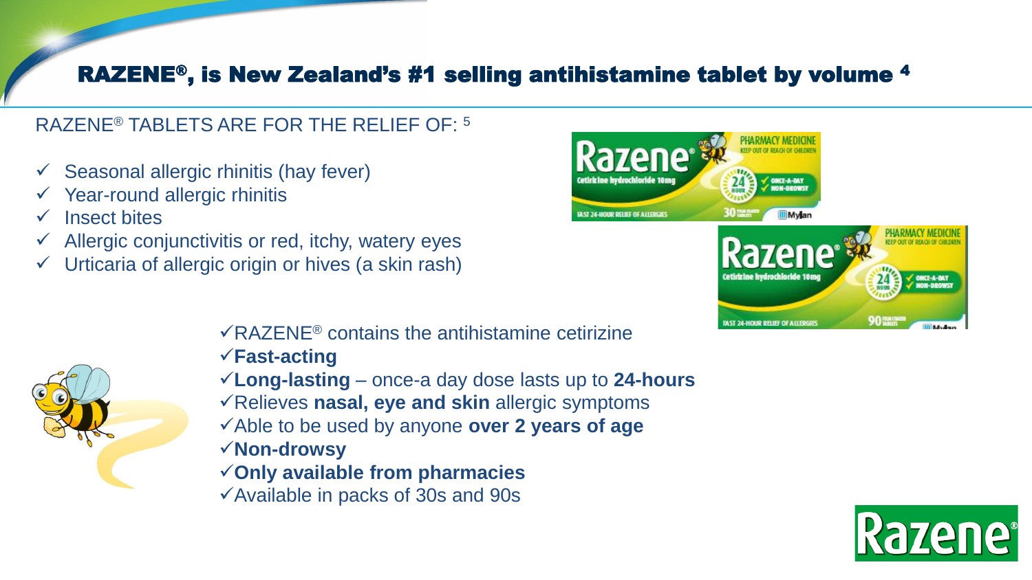# RAZENE®, is New Zealand's #1 selling antihistamine tablet by volume [4]

RAZENE® TABLETS ARE FOR THE RELIEF OF: [5]

- ✓ Seasonal allergic rhinitis (hay fever)
- ✓ Year-round allergic rhinitis
- ✓ Insect bites
- ✓ Allergic conjunctivitis or red, itchy, watery eyes
- ✓ Urticaria of allergic origin or hives (a skin rash)

- ✓RAZENE® contains the antihistamine cetirizine
- ✓**Fast-acting**
- ✓**Long-lasting** – once-a day dose lasts up to **24-hours**
- ✓Relieves **nasal, eye and skin** allergic symptoms
- ✓Able to be used by anyone **over 2 years of age**
- ✓**Non-drowsy**
- ✓**Only available from pharmacies**
- ✓Available in packs of 30s and 90s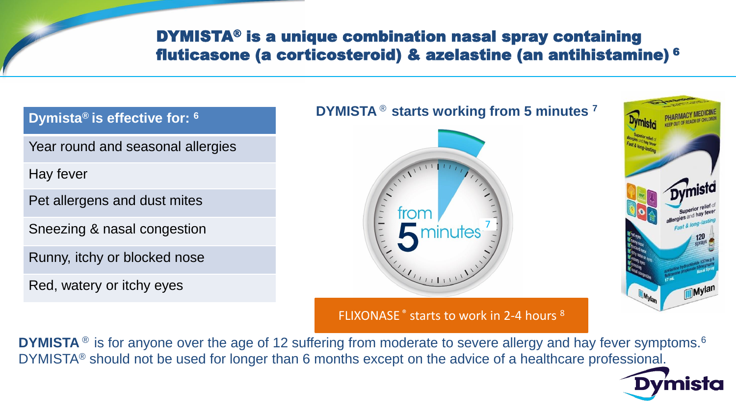# DYMISTA® is a unique combination nasal spray containing fluticasone (a corticosteroid) & azelastine (an antihistamine) [6]

| Dymista® is effective for: [6] |
| --- |
| Year round and seasonal allergies |
| Hay fever |
| Pet allergens and dust mites |
| Sneezing & nasal congestion |
| Runny, itchy or blocked nose |
| Red, watery or itchy eyes |

**DYMISTA® starts working from 5 minutes [7]**

from 5 minutes [7]

FLIXONASE® starts to work in 2-4 hours [8]

**DYMISTA®** is for anyone over the age of 12 suffering from moderate to severe allergy and hay fever symptoms.[6]
DYMISTA® should not be used for longer than 6 months except on the advice of a healthcare professional.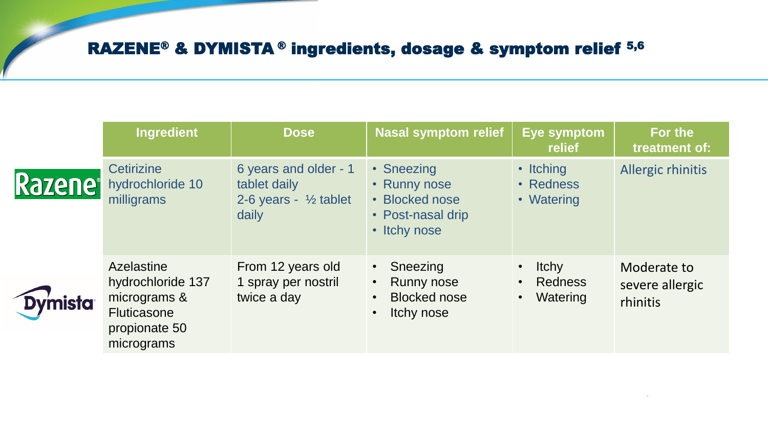## RAZENE® & DYMISTA ® ingredients, dosage & symptom relief [5,6]

| | Ingredient | Dose | Nasal symptom relief | Eye symptom relief | For the treatment of: |
|---|---|---|---|---|---|
| Razene® | Cetirizine hydrochloride 10 milligrams | 6 years and older - 1 tablet daily<br>2-6 years - ½ tablet daily | • Sneezing<br>• Runny nose<br>• Blocked nose<br>• Post-nasal drip<br>• Itchy nose | • Itching<br>• Redness<br>• Watering | Allergic rhinitis |
| Dymista® | Azelastine hydrochloride 137 micrograms & Fluticasone propionate 50 micrograms | From 12 years old<br>1 spray per nostril twice a day | • Sneezing<br>• Runny nose<br>• Blocked nose<br>• Itchy nose | • Itchy<br>• Redness<br>• Watering | Moderate to severe allergic rhinitis |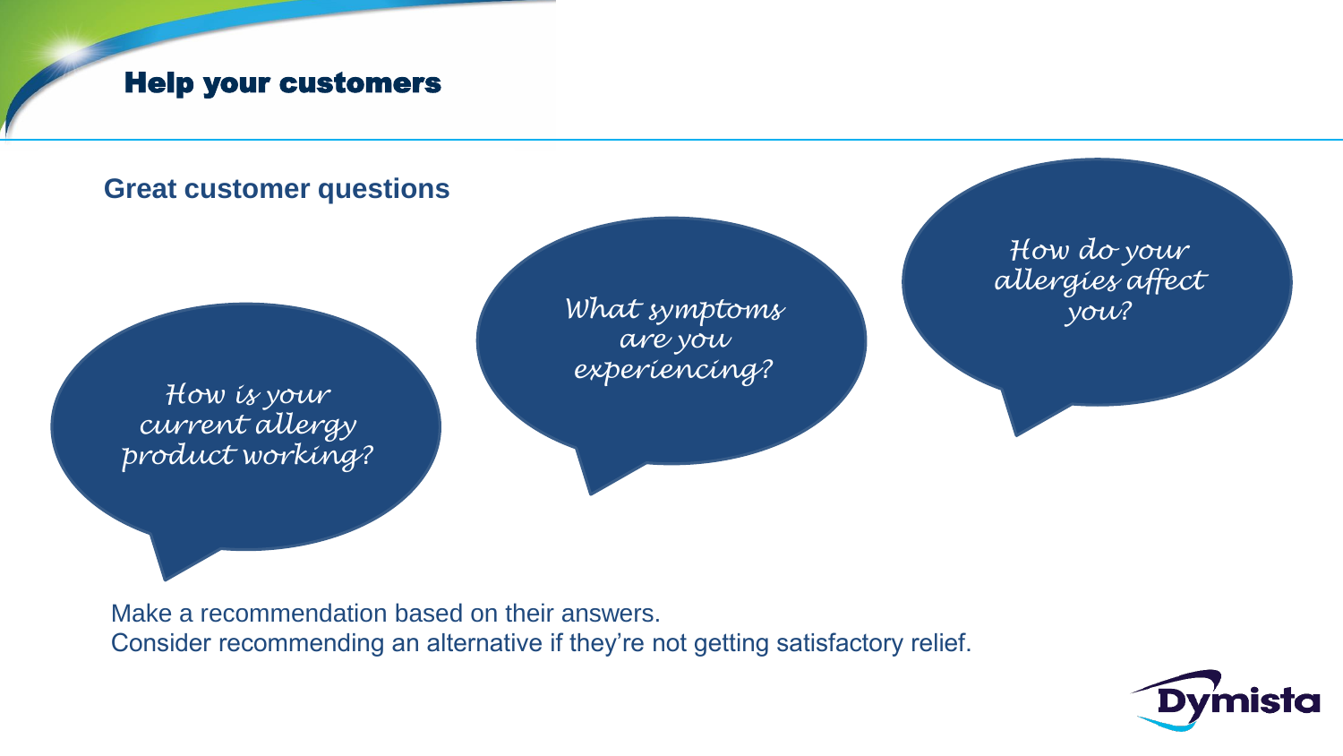# Help your customers

## Great customer questions

*How is your current allergy product working?*

*What symptoms are you experiencing?*

*How do your allergies affect you?*

Make a recommendation based on their answers.
Consider recommending an alternative if they're not getting satisfactory relief.

Dymista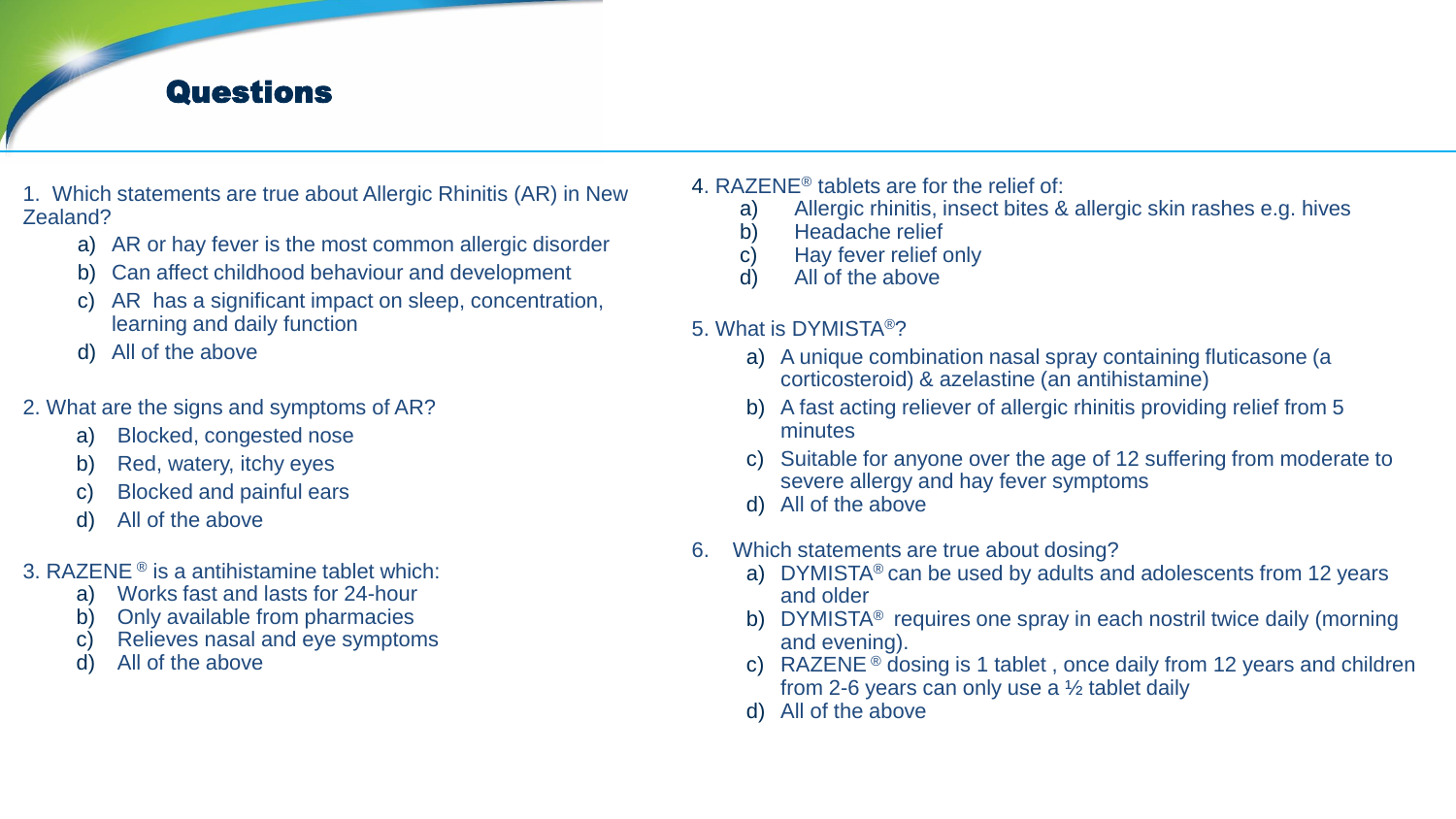## Questions

1. Which statements are true about Allergic Rhinitis (AR) in New Zealand?
   a) AR or hay fever is the most common allergic disorder
   b) Can affect childhood behaviour and development
   c) AR has a significant impact on sleep, concentration, learning and daily function
   d) All of the above

2. What are the signs and symptoms of AR?
   a) Blocked, congested nose
   b) Red, watery, itchy eyes
   c) Blocked and painful ears
   d) All of the above

3. RAZENE® is a antihistamine tablet which:
   a) Works fast and lasts for 24-hour
   b) Only available from pharmacies
   c) Relieves nasal and eye symptoms
   d) All of the above

4. RAZENE® tablets are for the relief of:
   a) Allergic rhinitis, insect bites & allergic skin rashes e.g. hives
   b) Headache relief
   c) Hay fever relief only
   d) All of the above

5. What is DYMISTA®?
   a) A unique combination nasal spray containing fluticasone (a corticosteroid) & azelastine (an antihistamine)
   b) A fast acting reliever of allergic rhinitis providing relief from 5 minutes
   c) Suitable for anyone over the age of 12 suffering from moderate to severe allergy and hay fever symptoms
   d) All of the above

6. Which statements are true about dosing?
   a) DYMISTA® can be used by adults and adolescents from 12 years and older
   b) DYMISTA® requires one spray in each nostril twice daily (morning and evening).
   c) RAZENE® dosing is 1 tablet , once daily from 12 years and children from 2-6 years can only use a ½ tablet daily
   d) All of the above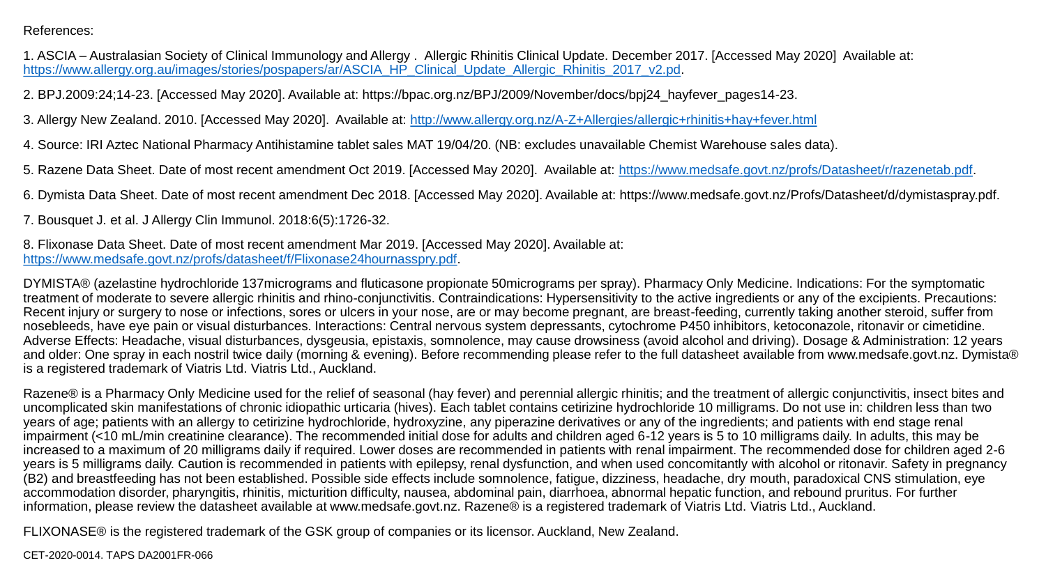References:

1. ASCIA – Australasian Society of Clinical Immunology and Allergy . Allergic Rhinitis Clinical Update. December 2017. [Accessed May 2020] Available at: https://www.allergy.org.au/images/stories/pospapers/ar/ASCIA_HP_Clinical_Update_Allergic_Rhinitis_2017_v2.pd.

2. BPJ.2009:24;14-23. [Accessed May 2020]. Available at: https://bpac.org.nz/BPJ/2009/November/docs/bpj24_hayfever_pages14-23.

3. Allergy New Zealand. 2010. [Accessed May 2020]. Available at: http://www.allergy.org.nz/A-Z+Allergies/allergic+rhinitis+hay+fever.html

4. Source: IRI Aztec National Pharmacy Antihistamine tablet sales MAT 19/04/20. (NB: excludes unavailable Chemist Warehouse sales data).

5. Razene Data Sheet. Date of most recent amendment Oct 2019. [Accessed May 2020]. Available at: https://www.medsafe.govt.nz/profs/Datasheet/r/razenetab.pdf.

6. Dymista Data Sheet. Date of most recent amendment Dec 2018. [Accessed May 2020]. Available at: https://www.medsafe.govt.nz/Profs/Datasheet/d/dymistaspray.pdf.

7. Bousquet J. et al. J Allergy Clin Immunol. 2018:6(5):1726-32.

8. Flixonase Data Sheet. Date of most recent amendment Mar 2019. [Accessed May 2020]. Available at: https://www.medsafe.govt.nz/profs/datasheet/f/Flixonase24hournasspry.pdf.

DYMISTA® (azelastine hydrochloride 137micrograms and fluticasone propionate 50micrograms per spray). Pharmacy Only Medicine. Indications: For the symptomatic treatment of moderate to severe allergic rhinitis and rhino-conjunctivitis. Contraindications: Hypersensitivity to the active ingredients or any of the excipients. Precautions: Recent injury or surgery to nose or infections, sores or ulcers in your nose, are or may become pregnant, are breast-feeding, currently taking another steroid, suffer from nosebleeds, have eye pain or visual disturbances. Interactions: Central nervous system depressants, cytochrome P450 inhibitors, ketoconazole, ritonavir or cimetidine. Adverse Effects: Headache, visual disturbances, dysgeusia, epistaxis, somnolence, may cause drowsiness (avoid alcohol and driving). Dosage & Administration: 12 years and older: One spray in each nostril twice daily (morning & evening). Before recommending please refer to the full datasheet available from www.medsafe.govt.nz. Dymista® is a registered trademark of Viatris Ltd. Viatris Ltd., Auckland.

Razene® is a Pharmacy Only Medicine used for the relief of seasonal (hay fever) and perennial allergic rhinitis; and the treatment of allergic conjunctivitis, insect bites and uncomplicated skin manifestations of chronic idiopathic urticaria (hives). Each tablet contains cetirizine hydrochloride 10 milligrams. Do not use in: children less than two years of age; patients with an allergy to cetirizine hydrochloride, hydroxyzine, any piperazine derivatives or any of the ingredients; and patients with end stage renal impairment (<10 mL/min creatinine clearance). The recommended initial dose for adults and children aged 6-12 years is 5 to 10 milligrams daily. In adults, this may be increased to a maximum of 20 milligrams daily if required. Lower doses are recommended in patients with renal impairment. The recommended dose for children aged 2-6 years is 5 milligrams daily. Caution is recommended in patients with epilepsy, renal dysfunction, and when used concomitantly with alcohol or ritonavir. Safety in pregnancy (B2) and breastfeeding has not been established. Possible side effects include somnolence, fatigue, dizziness, headache, dry mouth, paradoxical CNS stimulation, eye accommodation disorder, pharyngitis, rhinitis, micturition difficulty, nausea, abdominal pain, diarrhoea, abnormal hepatic function, and rebound pruritus. For further information, please review the datasheet available at www.medsafe.govt.nz. Razene® is a registered trademark of Viatris Ltd. Viatris Ltd., Auckland.

FLIXONASE® is the registered trademark of the GSK group of companies or its licensor. Auckland, New Zealand.

CET-2020-0014. TAPS DA2001FR-066